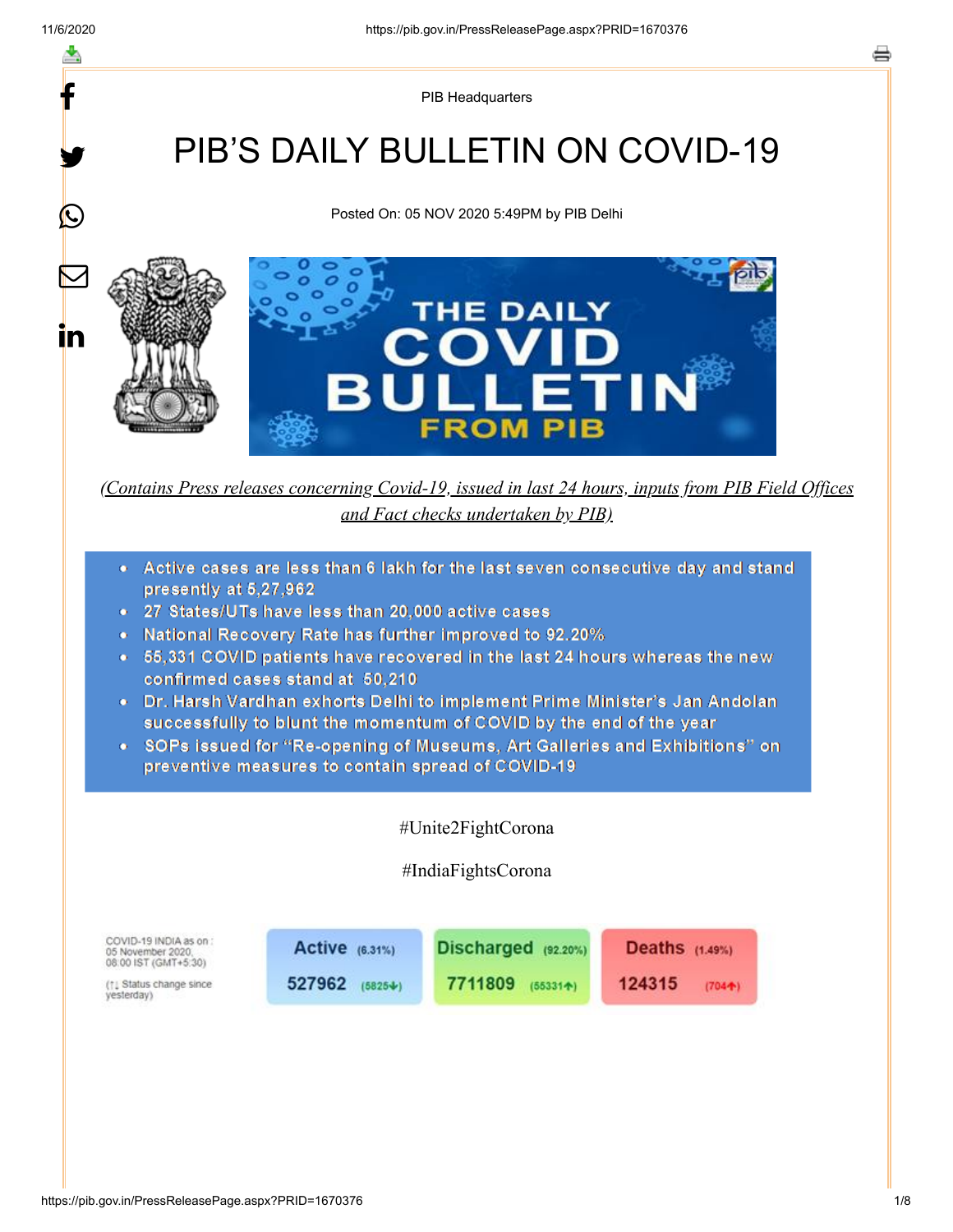PIB Headquarters

# PIB'S DAILY BULLETIN ON COVID-19

Posted On: 05 NOV 2020 5:49PM by PIB Delhi

*(Contains Press releases concerning Covid-19, issued in last 24 hours, inputs from PIB Field Offices and Fact checks undertaken by PIB)*

- Active cases are less than 6 lakh for the last seven consecutive day and stand presently at 5,27,962
- 27 States/UTs have less than 20,000 active cases
- National Recovery Rate has further improved to 92.20%
- 55,331 COVID patients have recovered in the last 24 hours whereas the new confirmed cases stand at 50,210
- Dr. Harsh Vardhan exhorts Delhi to implement Prime Minister's Jan Andolan successfully to blunt the momentum of COVID by the end of the year
- SOPs issued for "Re-opening of Museums, Art Galleries and Exhibitions" on preventive measures to contain spread of COVID-19

#Unite2FightCorona

#IndiaFightsCorona

COVID-19 INDIA as on : 05 November 2020, 08:00 IST (GMT+5:30)

(↑↓ Status change since yesterday)

| Active (6.31%) | Discharged (92.20%) | Deaths (1.49%) |
|---|---|---|
| 527962 (5825↓) | 7711809 (55331↑) | 124315 (704↑) |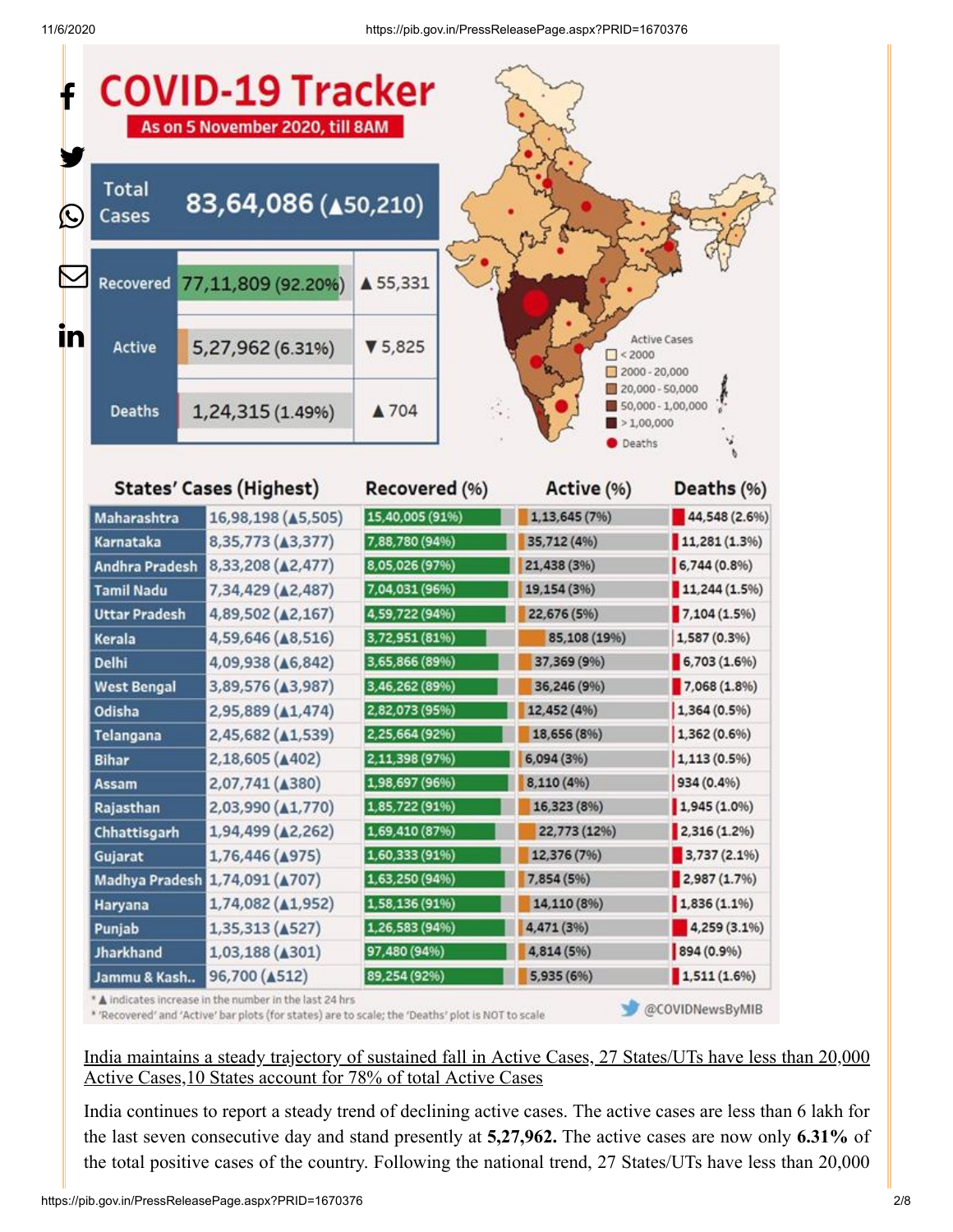# COVID-19 Tracker

As on 5 November 2020, till 8AM

| | | |
|---|---|---|
| Total Cases | 83,64,086 (▲50,210) | |
| Recovered | 77,11,809 (92.20%) | ▲55,331 |
| Active | 5,27,962 (6.31%) | ▼5,825 |
| Deaths | 1,24,315 (1.49%) | ▲704 |

Active Cases: < 2000; 2000 - 20,000; 20,000 - 50,000; 50,000 - 1,00,000; > 1,00,000; Deaths

| States' Cases (Highest) | | Recovered (%) | Active (%) | Deaths (%) |
|---|---|---|---|---|
| Maharashtra | 16,98,198 (▲5,505) | 15,40,005 (91%) | 1,13,645 (7%) | 44,548 (2.6%) |
| Karnataka | 8,35,773 (▲3,377) | 7,88,780 (94%) | 35,712 (4%) | 11,281 (1.3%) |
| Andhra Pradesh | 8,33,208 (▲2,477) | 8,05,026 (97%) | 21,438 (3%) | 6,744 (0.8%) |
| Tamil Nadu | 7,34,429 (▲2,487) | 7,04,031 (96%) | 19,154 (3%) | 11,244 (1.5%) |
| Uttar Pradesh | 4,89,502 (▲2,167) | 4,59,722 (94%) | 22,676 (5%) | 7,104 (1.5%) |
| Kerala | 4,59,646 (▲8,516) | 3,72,951 (81%) | 85,108 (19%) | 1,587 (0.3%) |
| Delhi | 4,09,938 (▲6,842) | 3,65,866 (89%) | 37,369 (9%) | 6,703 (1.6%) |
| West Bengal | 3,89,576 (▲3,987) | 3,46,262 (89%) | 36,246 (9%) | 7,068 (1.8%) |
| Odisha | 2,95,889 (▲1,474) | 2,82,073 (95%) | 12,452 (4%) | 1,364 (0.5%) |
| Telangana | 2,45,682 (▲1,539) | 2,25,664 (92%) | 18,656 (8%) | 1,362 (0.6%) |
| Bihar | 2,18,605 (▲402) | 2,11,398 (97%) | 6,094 (3%) | 1,113 (0.5%) |
| Assam | 2,07,741 (▲380) | 1,98,697 (96%) | 8,110 (4%) | 934 (0.4%) |
| Rajasthan | 2,03,990 (▲1,770) | 1,85,722 (91%) | 16,323 (8%) | 1,945 (1.0%) |
| Chhattisgarh | 1,94,499 (▲2,262) | 1,69,410 (87%) | 22,773 (12%) | 2,316 (1.2%) |
| Gujarat | 1,76,446 (▲975) | 1,60,333 (91%) | 12,376 (7%) | 3,737 (2.1%) |
| Madhya Pradesh | 1,74,091 (▲707) | 1,63,250 (94%) | 7,854 (5%) | 2,987 (1.7%) |
| Haryana | 1,74,082 (▲1,952) | 1,58,136 (91%) | 14,110 (8%) | 1,836 (1.1%) |
| Punjab | 1,35,313 (▲527) | 1,26,583 (94%) | 4,471 (3%) | 4,259 (3.1%) |
| Jharkhand | 1,03,188 (▲301) | 97,480 (94%) | 4,814 (5%) | 894 (0.9%) |
| Jammu & Kash.. | 96,700 (▲512) | 89,254 (92%) | 5,935 (6%) | 1,511 (1.6%) |

* ▲ indicates increase in the number in the last 24 hrs
* 'Recovered' and 'Active' bar plots (for states) are to scale; the 'Deaths' plot is NOT to scale

@COVIDNewsByMIB

India maintains a steady trajectory of sustained fall in Active Cases, 27 States/UTs have less than 20,000 Active Cases,10 States account for 78% of total Active Cases

India continues to report a steady trend of declining active cases. The active cases are less than 6 lakh for the last seven consecutive day and stand presently at **5,27,962.** The active cases are now only **6.31%** of the total positive cases of the country. Following the national trend, 27 States/UTs have less than 20,000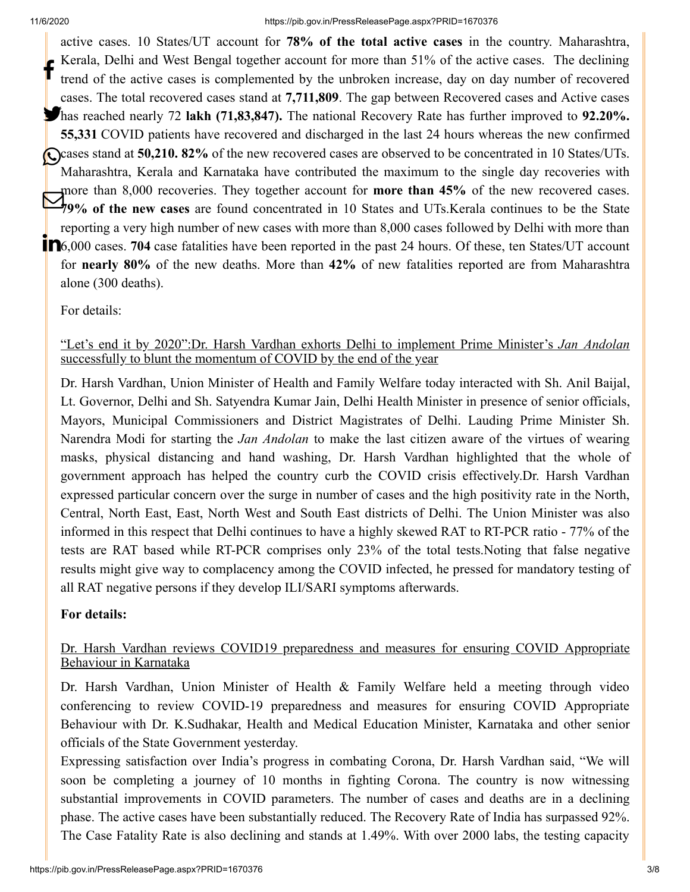active cases. 10 States/UT account for **78% of the total active cases** in the country. Maharashtra, Kerala, Delhi and West Bengal together account for more than 51% of the active cases. The declining trend of the active cases is complemented by the unbroken increase, day on day number of recovered cases. The total recovered cases stand at **7,711,809**. The gap between Recovered cases and Active cases has reached nearly 72 **lakh (71,83,847).** The national Recovery Rate has further improved to **92.20%.** **55,331** COVID patients have recovered and discharged in the last 24 hours whereas the new confirmed cases stand at **50,210. 82%** of the new recovered cases are observed to be concentrated in 10 States/UTs. Maharashtra, Kerala and Karnataka have contributed the maximum to the single day recoveries with more than 8,000 recoveries. They together account for **more than 45%** of the new recovered cases. **79% of the new cases** are found concentrated in 10 States and UTs.Kerala continues to be the State reporting a very high number of new cases with more than 8,000 cases followed by Delhi with more than 6,000 cases. **704** case fatalities have been reported in the past 24 hours. Of these, ten States/UT account for **nearly 80%** of the new deaths. More than **42%** of new fatalities reported are from Maharashtra alone (300 deaths).

For details:

"Let's end it by 2020":Dr. Harsh Vardhan exhorts Delhi to implement Prime Minister's *Jan Andolan* successfully to blunt the momentum of COVID by the end of the year

Dr. Harsh Vardhan, Union Minister of Health and Family Welfare today interacted with Sh. Anil Baijal, Lt. Governor, Delhi and Sh. Satyendra Kumar Jain, Delhi Health Minister in presence of senior officials, Mayors, Municipal Commissioners and District Magistrates of Delhi. Lauding Prime Minister Sh. Narendra Modi for starting the *Jan Andolan* to make the last citizen aware of the virtues of wearing masks, physical distancing and hand washing, Dr. Harsh Vardhan highlighted that the whole of government approach has helped the country curb the COVID crisis effectively.Dr. Harsh Vardhan expressed particular concern over the surge in number of cases and the high positivity rate in the North, Central, North East, East, North West and South East districts of Delhi. The Union Minister was also informed in this respect that Delhi continues to have a highly skewed RAT to RT-PCR ratio - 77% of the tests are RAT based while RT-PCR comprises only 23% of the total tests.Noting that false negative results might give way to complacency among the COVID infected, he pressed for mandatory testing of all RAT negative persons if they develop ILI/SARI symptoms afterwards.

**For details:**

Dr. Harsh Vardhan reviews COVID19 preparedness and measures for ensuring COVID Appropriate Behaviour in Karnataka

Dr. Harsh Vardhan, Union Minister of Health & Family Welfare held a meeting through video conferencing to review COVID-19 preparedness and measures for ensuring COVID Appropriate Behaviour with Dr. K.Sudhakar, Health and Medical Education Minister, Karnataka and other senior officials of the State Government yesterday.

Expressing satisfaction over India's progress in combating Corona, Dr. Harsh Vardhan said, "We will soon be completing a journey of 10 months in fighting Corona. The country is now witnessing substantial improvements in COVID parameters. The number of cases and deaths are in a declining phase. The active cases have been substantially reduced. The Recovery Rate of India has surpassed 92%. The Case Fatality Rate is also declining and stands at 1.49%. With over 2000 labs, the testing capacity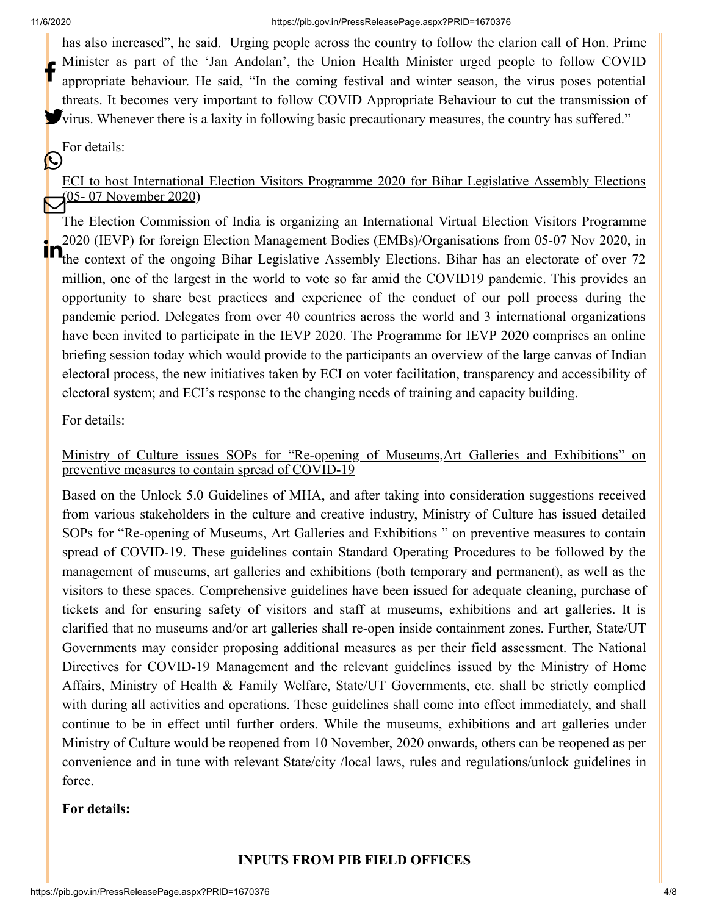has also increased", he said. Urging people across the country to follow the clarion call of Hon. Prime Minister as part of the 'Jan Andolan', the Union Health Minister urged people to follow COVID appropriate behaviour. He said, "In the coming festival and winter season, the virus poses potential threats. It becomes very important to follow COVID Appropriate Behaviour to cut the transmission of virus. Whenever there is a laxity in following basic precautionary measures, the country has suffered."

For details:

ECI to host International Election Visitors Programme 2020 for Bihar Legislative Assembly Elections (05- 07 November 2020)

The Election Commission of India is organizing an International Virtual Election Visitors Programme 2020 (IEVP) for foreign Election Management Bodies (EMBs)/Organisations from 05-07 Nov 2020, in the context of the ongoing Bihar Legislative Assembly Elections. Bihar has an electorate of over 72 million, one of the largest in the world to vote so far amid the COVID19 pandemic. This provides an opportunity to share best practices and experience of the conduct of our poll process during the pandemic period. Delegates from over 40 countries across the world and 3 international organizations have been invited to participate in the IEVP 2020. The Programme for IEVP 2020 comprises an online briefing session today which would provide to the participants an overview of the large canvas of Indian electoral process, the new initiatives taken by ECI on voter facilitation, transparency and accessibility of electoral system; and ECI's response to the changing needs of training and capacity building.

For details:

Ministry of Culture issues SOPs for "Re-opening of Museums,Art Galleries and Exhibitions" on preventive measures to contain spread of COVID-19

Based on the Unlock 5.0 Guidelines of MHA, and after taking into consideration suggestions received from various stakeholders in the culture and creative industry, Ministry of Culture has issued detailed SOPs for "Re-opening of Museums, Art Galleries and Exhibitions " on preventive measures to contain spread of COVID-19. These guidelines contain Standard Operating Procedures to be followed by the management of museums, art galleries and exhibitions (both temporary and permanent), as well as the visitors to these spaces. Comprehensive guidelines have been issued for adequate cleaning, purchase of tickets and for ensuring safety of visitors and staff at museums, exhibitions and art galleries. It is clarified that no museums and/or art galleries shall re-open inside containment zones. Further, State/UT Governments may consider proposing additional measures as per their field assessment. The National Directives for COVID-19 Management and the relevant guidelines issued by the Ministry of Home Affairs, Ministry of Health & Family Welfare, State/UT Governments, etc. shall be strictly complied with during all activities and operations. These guidelines shall come into effect immediately, and shall continue to be in effect until further orders. While the museums, exhibitions and art galleries under Ministry of Culture would be reopened from 10 November, 2020 onwards, others can be reopened as per convenience and in tune with relevant State/city /local laws, rules and regulations/unlock guidelines in force.

**For details:**

## INPUTS FROM PIB FIELD OFFICES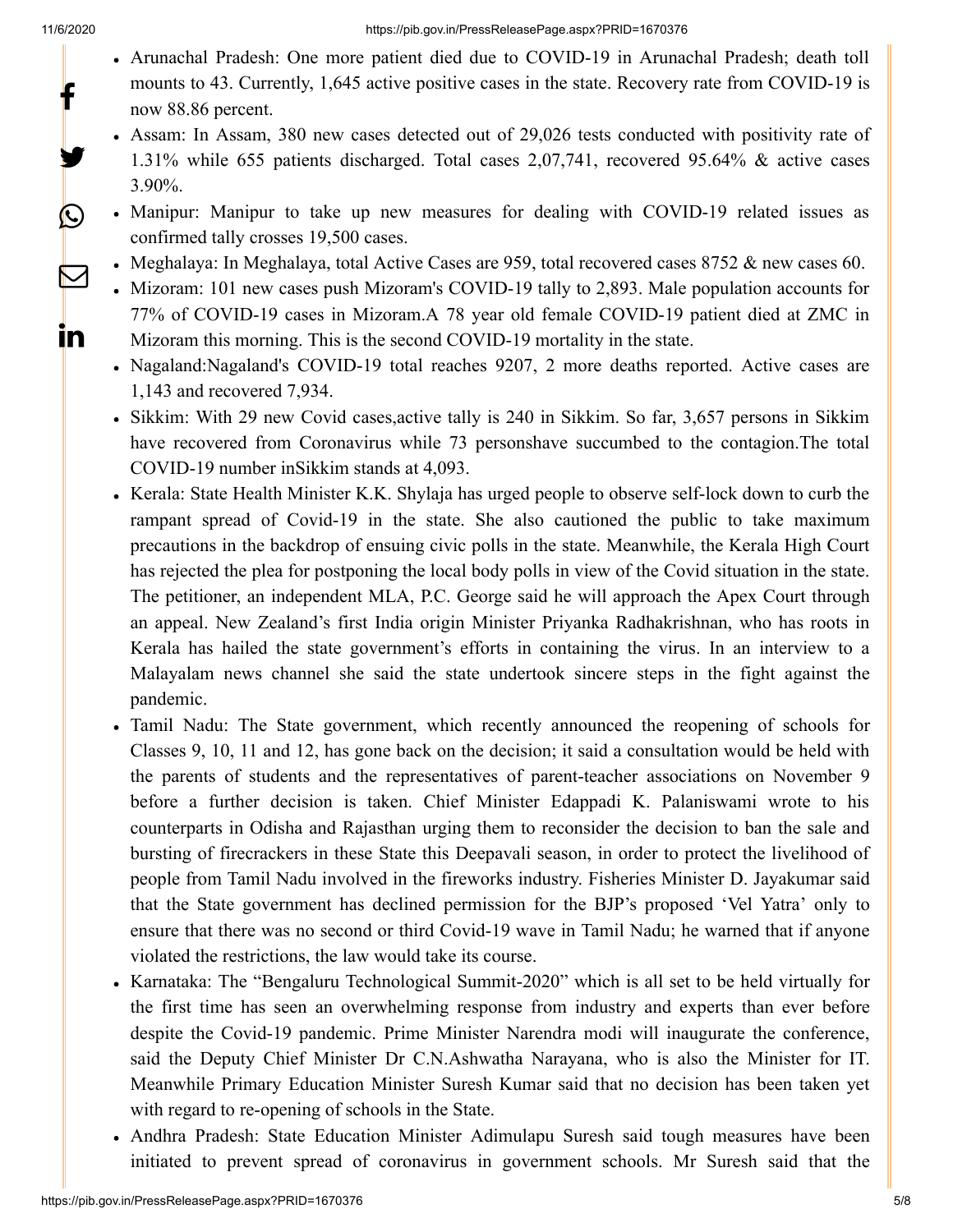- Arunachal Pradesh: One more patient died due to COVID-19 in Arunachal Pradesh; death toll mounts to 43. Currently, 1,645 active positive cases in the state. Recovery rate from COVID-19 is now 88.86 percent.
- Assam: In Assam, 380 new cases detected out of 29,026 tests conducted with positivity rate of 1.31% while 655 patients discharged. Total cases 2,07,741, recovered 95.64% & active cases 3.90%.
- Manipur: Manipur to take up new measures for dealing with COVID-19 related issues as confirmed tally crosses 19,500 cases.
- Meghalaya: In Meghalaya, total Active Cases are 959, total recovered cases 8752 & new cases 60.
- Mizoram: 101 new cases push Mizoram's COVID-19 tally to 2,893. Male population accounts for 77% of COVID-19 cases in Mizoram.A 78 year old female COVID-19 patient died at ZMC in Mizoram this morning. This is the second COVID-19 mortality in the state.
- Nagaland:Nagaland's COVID-19 total reaches 9207, 2 more deaths reported. Active cases are 1,143 and recovered 7,934.
- Sikkim: With 29 new Covid cases,active tally is 240 in Sikkim. So far, 3,657 persons in Sikkim have recovered from Coronavirus while 73 personshave succumbed to the contagion.The total COVID-19 number inSikkim stands at 4,093.
- Kerala: State Health Minister K.K. Shylaja has urged people to observe self-lock down to curb the rampant spread of Covid-19 in the state. She also cautioned the public to take maximum precautions in the backdrop of ensuing civic polls in the state. Meanwhile, the Kerala High Court has rejected the plea for postponing the local body polls in view of the Covid situation in the state. The petitioner, an independent MLA, P.C. George said he will approach the Apex Court through an appeal. New Zealand's first India origin Minister Priyanka Radhakrishnan, who has roots in Kerala has hailed the state government's efforts in containing the virus. In an interview to a Malayalam news channel she said the state undertook sincere steps in the fight against the pandemic.
- Tamil Nadu: The State government, which recently announced the reopening of schools for Classes 9, 10, 11 and 12, has gone back on the decision; it said a consultation would be held with the parents of students and the representatives of parent-teacher associations on November 9 before a further decision is taken. Chief Minister Edappadi K. Palaniswami wrote to his counterparts in Odisha and Rajasthan urging them to reconsider the decision to ban the sale and bursting of firecrackers in these State this Deepavali season, in order to protect the livelihood of people from Tamil Nadu involved in the fireworks industry. Fisheries Minister D. Jayakumar said that the State government has declined permission for the BJP's proposed 'Vel Yatra' only to ensure that there was no second or third Covid-19 wave in Tamil Nadu; he warned that if anyone violated the restrictions, the law would take its course.
- Karnataka: The "Bengaluru Technological Summit-2020" which is all set to be held virtually for the first time has seen an overwhelming response from industry and experts than ever before despite the Covid-19 pandemic. Prime Minister Narendra modi will inaugurate the conference, said the Deputy Chief Minister Dr C.N.Ashwatha Narayana, who is also the Minister for IT. Meanwhile Primary Education Minister Suresh Kumar said that no decision has been taken yet with regard to re-opening of schools in the State.
- Andhra Pradesh: State Education Minister Adimulapu Suresh said tough measures have been initiated to prevent spread of coronavirus in government schools. Mr Suresh said that the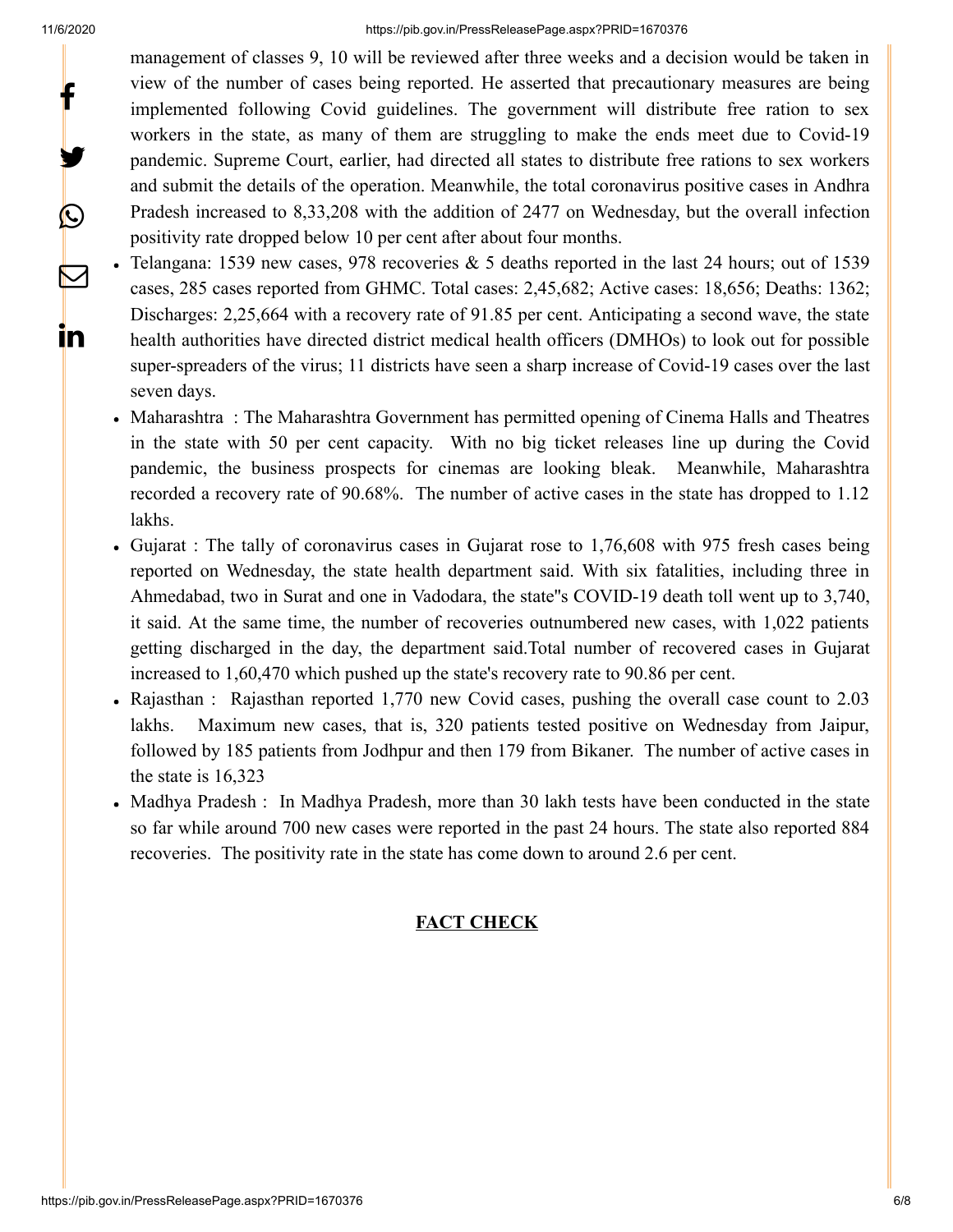management of classes 9, 10 will be reviewed after three weeks and a decision would be taken in view of the number of cases being reported. He asserted that precautionary measures are being implemented following Covid guidelines. The government will distribute free ration to sex workers in the state, as many of them are struggling to make the ends meet due to Covid-19 pandemic. Supreme Court, earlier, had directed all states to distribute free rations to sex workers and submit the details of the operation. Meanwhile, the total coronavirus positive cases in Andhra Pradesh increased to 8,33,208 with the addition of 2477 on Wednesday, but the overall infection positivity rate dropped below 10 per cent after about four months.

- Telangana: 1539 new cases, 978 recoveries & 5 deaths reported in the last 24 hours; out of 1539 cases, 285 cases reported from GHMC. Total cases: 2,45,682; Active cases: 18,656; Deaths: 1362; Discharges: 2,25,664 with a recovery rate of 91.85 per cent. Anticipating a second wave, the state health authorities have directed district medical health officers (DMHOs) to look out for possible super-spreaders of the virus; 11 districts have seen a sharp increase of Covid-19 cases over the last seven days.
- Maharashtra : The Maharashtra Government has permitted opening of Cinema Halls and Theatres in the state with 50 per cent capacity. With no big ticket releases line up during the Covid pandemic, the business prospects for cinemas are looking bleak. Meanwhile, Maharashtra recorded a recovery rate of 90.68%. The number of active cases in the state has dropped to 1.12 lakhs.
- Gujarat : The tally of coronavirus cases in Gujarat rose to 1,76,608 with 975 fresh cases being reported on Wednesday, the state health department said. With six fatalities, including three in Ahmedabad, two in Surat and one in Vadodara, the state''s COVID-19 death toll went up to 3,740, it said. At the same time, the number of recoveries outnumbered new cases, with 1,022 patients getting discharged in the day, the department said.Total number of recovered cases in Gujarat increased to 1,60,470 which pushed up the state's recovery rate to 90.86 per cent.
- Rajasthan : Rajasthan reported 1,770 new Covid cases, pushing the overall case count to 2.03 lakhs. Maximum new cases, that is, 320 patients tested positive on Wednesday from Jaipur, followed by 185 patients from Jodhpur and then 179 from Bikaner. The number of active cases in the state is 16,323
- Madhya Pradesh : In Madhya Pradesh, more than 30 lakh tests have been conducted in the state so far while around 700 new cases were reported in the past 24 hours. The state also reported 884 recoveries. The positivity rate in the state has come down to around 2.6 per cent.

**FACT CHECK**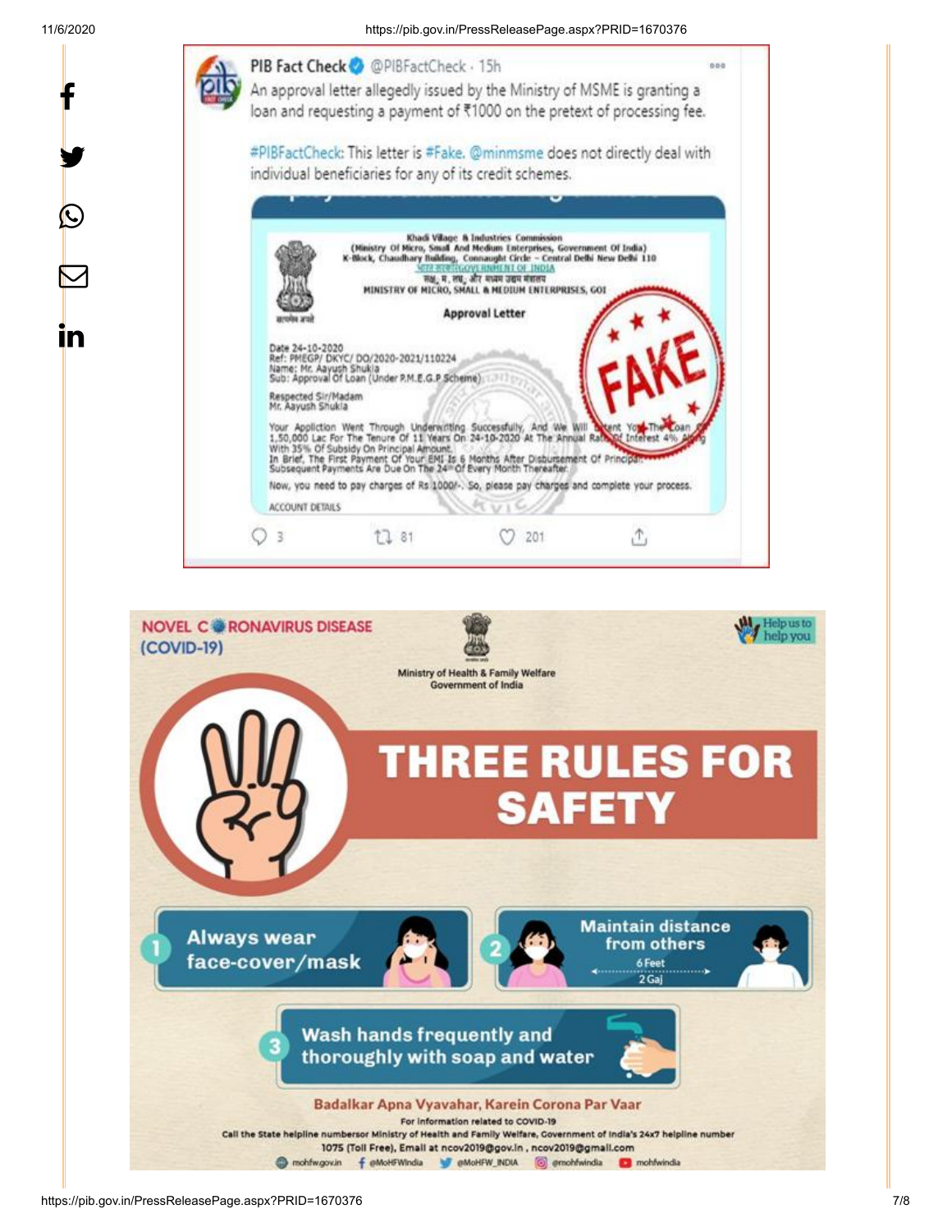PIB Fact Check @PIBFactCheck · 15h

An approval letter allegedly issued by the Ministry of MSME is granting a loan and requesting a payment of ₹1000 on the pretext of processing fee.

#PIBFactCheck: This letter is #Fake. @minmsme does not directly deal with individual beneficiaries for any of its credit schemes.

Khadi Village & Industries Commission
(Ministry Of Micro, Small And Medium Enterprises, Government Of India)
K-Block, Chaudhary Building, Connaught Circle – Central Delhi New Delhi 110

भारत सरकार GOVERNMENT OF INDIA
सू., ल. एवं म. उद्यम मंत्रालय
MINISTRY OF MICRO, SMALL & MEDIUM ENTERPRISES, GOI

Approval Letter

Date 24-10-2020
Ref: PMEGP/ DKYC/ DO/2020-2021/110224
Name: Mr. Aayush Shukla
Sub: Approval Of Loan (Under P.M.E.G.P Scheme)

Respected Sir/Madam
Mr. Aayush Shukla

Your Application Went Through Underwriting Successfully, And We Will Extent You The Loan 1,50,000 Lac For The Tenure Of 11 Years On 24-10-2020 At The Annual Rate Of Interest 4% Along With 35% Of Subsidy On Principal Amount.
In Brief, The First Payment Of Your EMI Is 6 Months After Disbursement Of Principal Subsequent Payments Are Due On The 24th Of Every Month Thereafter.

Now, you need to pay charges of Rs 1000/-. So, please pay charges and complete your process.

ACCOUNT DETAILS

FAKE

NOVEL CORONAVIRUS DISEASE (COVID-19)

Ministry of Health & Family Welfare
Government of India

Help us to help you

# THREE RULES FOR SAFETY

1. Always wear face-cover/mask
2. Maintain distance from others (6 Feet, 2 Gaj)
3. Wash hands frequently and thoroughly with soap and water

Badalkar Apna Vyavahar, Karein Corona Par Vaar

For information related to COVID-19
Call the State helpline number or Ministry of Health and Family Welfare, Government of India's 24x7 helpline number 1075 (Toll Free), Email at ncov2019@gov.in , ncov2019@gmail.com

mohfw.gov.in | @MoHFWIndia | @MoHFW_INDIA | @mohfwindia | mohfwindia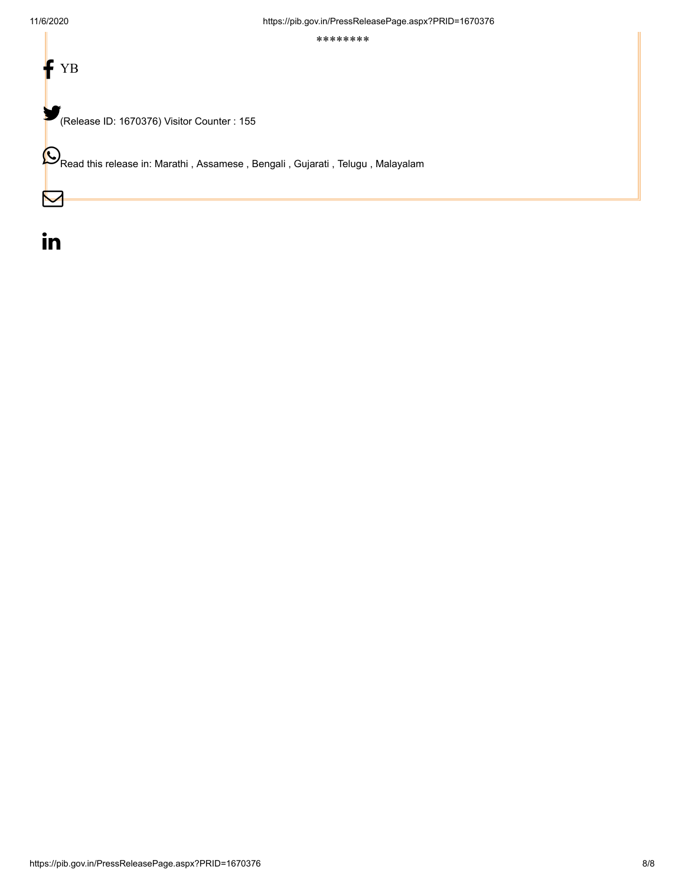********

YB

(Release ID: 1670376) Visitor Counter : 155

Read this release in: Marathi , Assamese , Bengali , Gujarati , Telugu , Malayalam